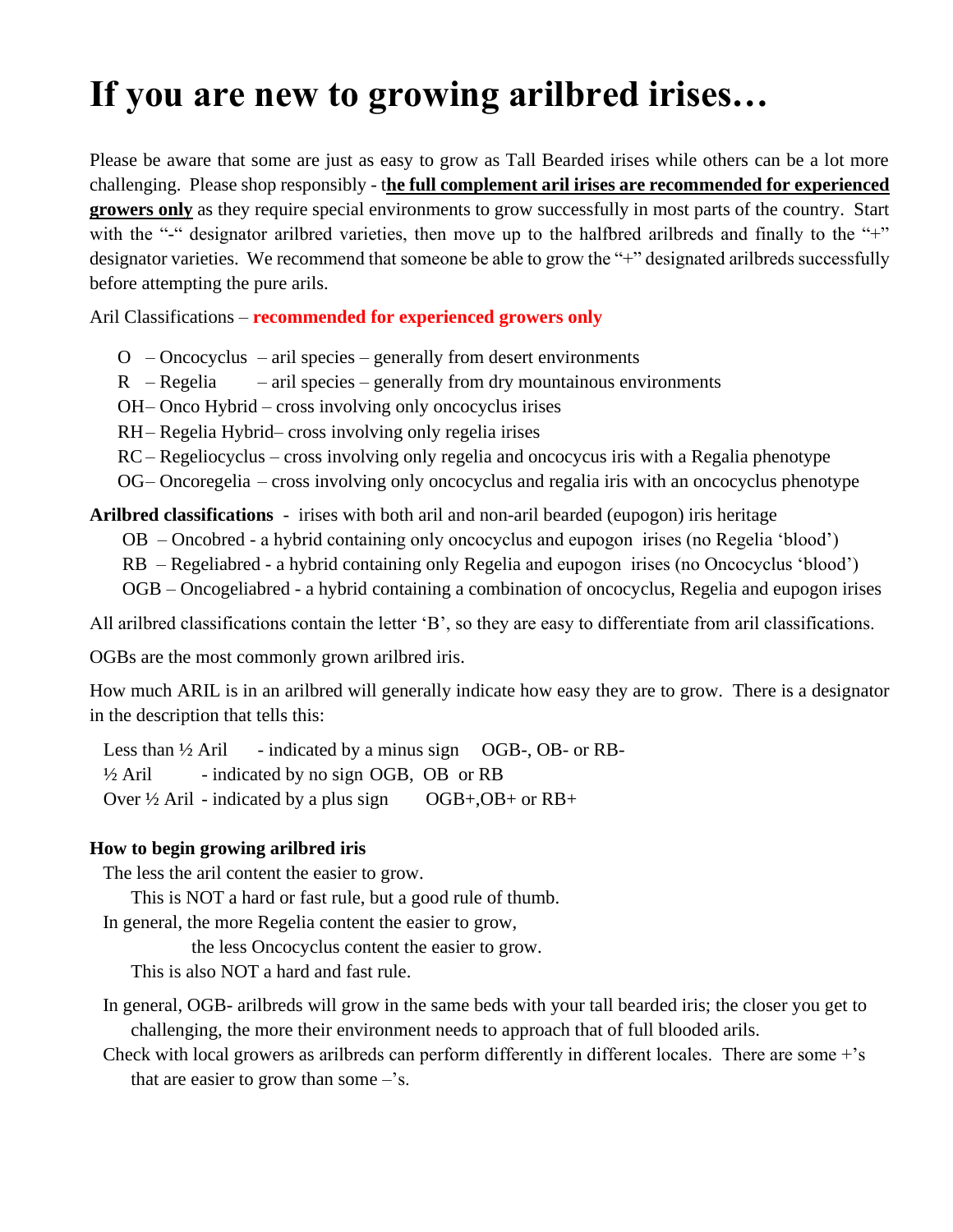# If you are new to growing arilbred irises…

Please be aware that some are just as easy to grow as Tall Bearded irises while others can be a lot more challenging. Please shop responsibly - t**<u>he full complement aril irises are recommended for experienced growers only</u>** as they require special environments to grow successfully in most parts of the country. Start with the "-" designator arilbred varieties, then move up to the halfbred arilbreds and finally to the "+" designator varieties. We recommend that someone be able to grow the "+" designated arilbreds successfully before attempting the pure arils.

Aril Classifications – **recommended for experienced growers only**

- O – Oncocyclus – aril species – generally from desert environments
- R – Regelia – aril species – generally from dry mountainous environments
- OH – Onco Hybrid – cross involving only oncocyclus irises
- RH – Regelia Hybrid– cross involving only regelia irises
- RC – Regeliocyclus – cross involving only regelia and oncocycus iris with a Regalia phenotype
- OG – Oncoregelia – cross involving only oncocyclus and regalia iris with an oncocyclus phenotype

**Arilbred classifications** - irises with both aril and non-aril bearded (eupogon) iris heritage

- OB – Oncobred - a hybrid containing only oncocyclus and eupogon irises (no Regelia 'blood')
- RB – Regeliabred - a hybrid containing only Regelia and eupogon irises (no Oncocyclus 'blood')
- OGB – Oncogeliabred - a hybrid containing a combination of oncocyclus, Regelia and eupogon irises

All arilbred classifications contain the letter 'B', so they are easy to differentiate from aril classifications.

OGBs are the most commonly grown arilbred iris.

How much ARIL is in an arilbred will generally indicate how easy they are to grow. There is a designator in the description that tells this:

- Less than ½ Aril - indicated by a minus sign OGB-, OB- or RB-
- ½ Aril - indicated by no sign OGB, OB or RB
- Over ½ Aril - indicated by a plus sign OGB+,OB+ or RB+

**How to begin growing arilbred iris**

The less the aril content the easier to grow.
This is NOT a hard or fast rule, but a good rule of thumb.

In general, the more Regelia content the easier to grow,
the less Oncocyclus content the easier to grow.
This is also NOT a hard and fast rule.

In general, OGB- arilbreds will grow in the same beds with your tall bearded iris; the closer you get to challenging, the more their environment needs to approach that of full blooded arils.

Check with local growers as arilbreds can perform differently in different locales. There are some +'s that are easier to grow than some –'s.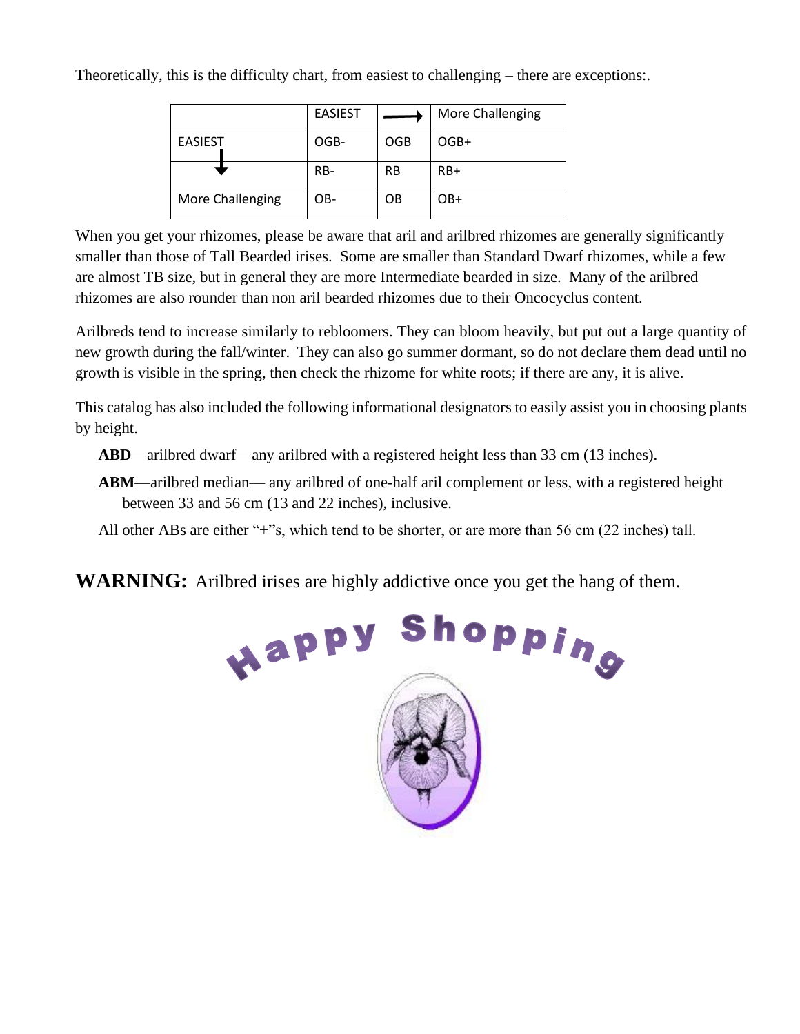Theoretically, this is the difficulty chart, from easiest to challenging – there are exceptions:.

| | EASIEST | → | More Challenging |
|---|---|---|---|
| EASIEST | OGB- | OGB | OGB+ |
| ↓ | RB- | RB | RB+ |
| More Challenging | OB- | OB | OB+ |

When you get your rhizomes, please be aware that aril and arilbred rhizomes are generally significantly smaller than those of Tall Bearded irises. Some are smaller than Standard Dwarf rhizomes, while a few are almost TB size, but in general they are more Intermediate bearded in size. Many of the arilbred rhizomes are also rounder than non aril bearded rhizomes due to their Oncocyclus content.

Arilbreds tend to increase similarly to rebloomers. They can bloom heavily, but put out a large quantity of new growth during the fall/winter. They can also go summer dormant, so do not declare them dead until no growth is visible in the spring, then check the rhizome for white roots; if there are any, it is alive.

This catalog has also included the following informational designators to easily assist you in choosing plants by height.

**ABD**—arilbred dwarf—any arilbred with a registered height less than 33 cm (13 inches).

**ABM**—arilbred median— any arilbred of one-half aril complement or less, with a registered height between 33 and 56 cm (13 and 22 inches), inclusive.

All other ABs are either "+"s, which tend to be shorter, or are more than 56 cm (22 inches) tall.

**WARNING:** Arilbred irises are highly addictive once you get the hang of them.

Happy Shopping